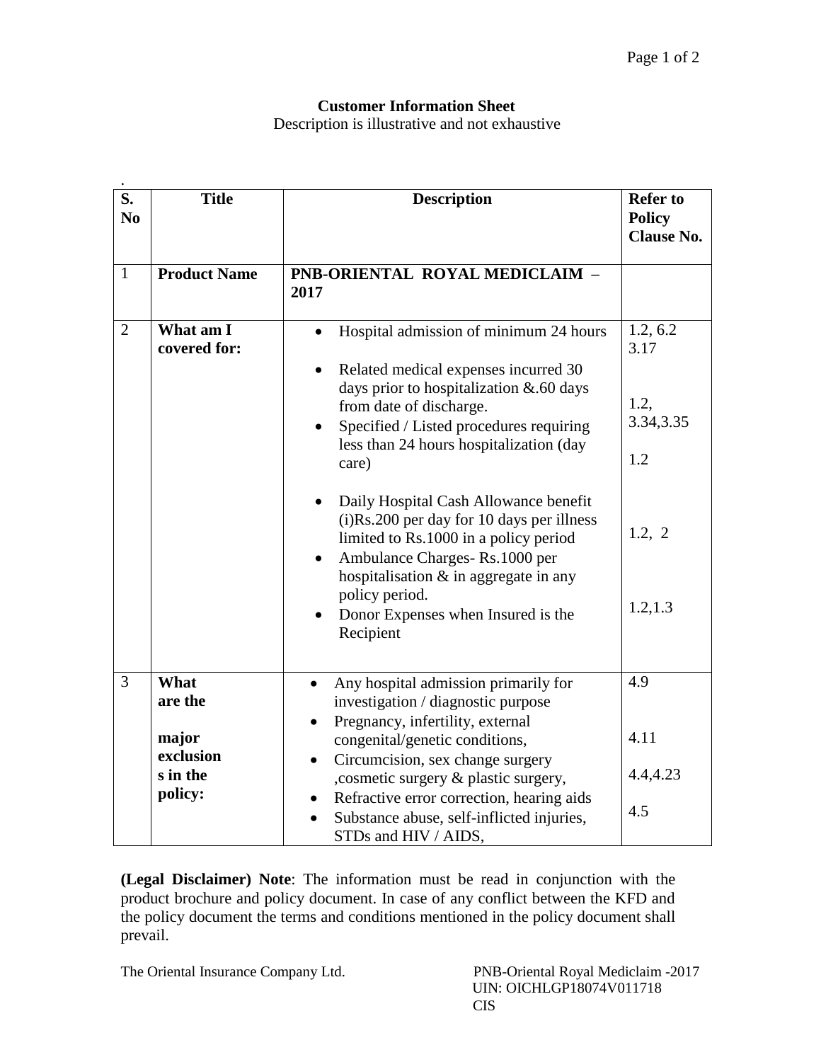**Customer Information Sheet**

Description is illustrative and not exhaustive

| S. No | Title | Description | Refer to Policy Clause No. |
|---|---|---|---|
| 1 | **Product Name** | **PNB-ORIENTAL ROYAL MEDICLAIM – 2017** | |
| 2 | **What am I covered for:** | • Hospital admission of minimum 24 hours<br>• Related medical expenses incurred 30 days prior to hospitalization &.60 days from date of discharge.<br>• Specified / Listed procedures requiring less than 24 hours hospitalization (day care)<br>• Daily Hospital Cash Allowance benefit (i)Rs.200 per day for 10 days per illness limited to Rs.1000 in a policy period<br>• Ambulance Charges- Rs.1000 per hospitalisation & in aggregate in any policy period.<br>• Donor Expenses when Insured is the Recipient | 1.2, 6.2 3.17<br>1.2, 3.34,3.35<br>1.2<br>1.2, 2<br>1.2,1.3 |
| 3 | **What are the major exclusions in the policy:** | • Any hospital admission primarily for investigation / diagnostic purpose<br>• Pregnancy, infertility, external congenital/genetic conditions,<br>• Circumcision, sex change surgery ,cosmetic surgery & plastic surgery,<br>• Refractive error correction, hearing aids<br>• Substance abuse, self-inflicted injuries, STDs and HIV / AIDS, | 4.9<br>4.11<br>4.4,4.23<br>4.5 |

**(Legal Disclaimer) Note**: The information must be read in conjunction with the product brochure and policy document. In case of any conflict between the KFD and the policy document the terms and conditions mentioned in the policy document shall prevail.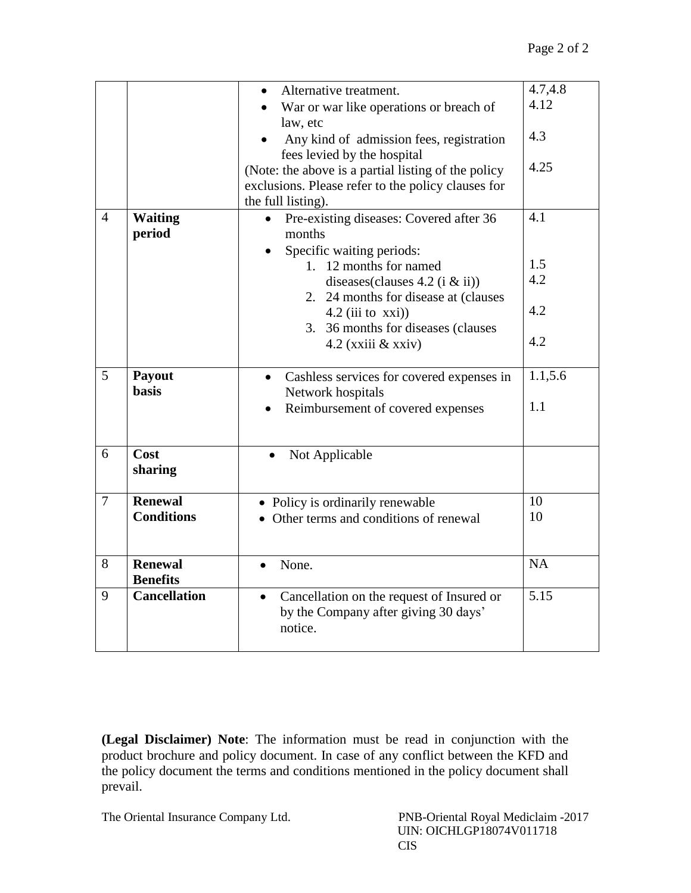| | | | |
|---|---|---|---|
| | | • Alternative treatment.<br>• War or war like operations or breach of law, etc<br>• Any kind of admission fees, registration fees levied by the hospital<br>(Note: the above is a partial listing of the policy exclusions. Please refer to the policy clauses for the full listing). | 4.7,4.8<br>4.12<br>4.3<br>4.25 |
| 4 | **Waiting period** | • Pre-existing diseases: Covered after 36 months<br>• Specific waiting periods:<br>1. 12 months for named diseases(clauses 4.2 (i & ii))<br>2. 24 months for disease at (clauses 4.2 (iii to xxi))<br>3. 36 months for diseases (clauses 4.2 (xxiii & xxiv) | 4.1<br>1.5<br>4.2<br>4.2<br>4.2 |
| 5 | **Payout basis** | • Cashless services for covered expenses in Network hospitals<br>• Reimbursement of covered expenses | 1.1,5.6<br>1.1 |
| 6 | **Cost sharing** | • Not Applicable | |
| 7 | **Renewal Conditions** | • Policy is ordinarily renewable<br>• Other terms and conditions of renewal | 10<br>10 |
| 8 | **Renewal Benefits** | • None. | NA |
| 9 | **Cancellation** | • Cancellation on the request of Insured or by the Company after giving 30 days' notice. | 5.15 |

**(Legal Disclaimer) Note**: The information must be read in conjunction with the product brochure and policy document. In case of any conflict between the KFD and the policy document the terms and conditions mentioned in the policy document shall prevail.

The Oriental Insurance Company Ltd. PNB-Oriental Royal Mediclaim -2017
UIN: OICHLGP18074V011718
CIS